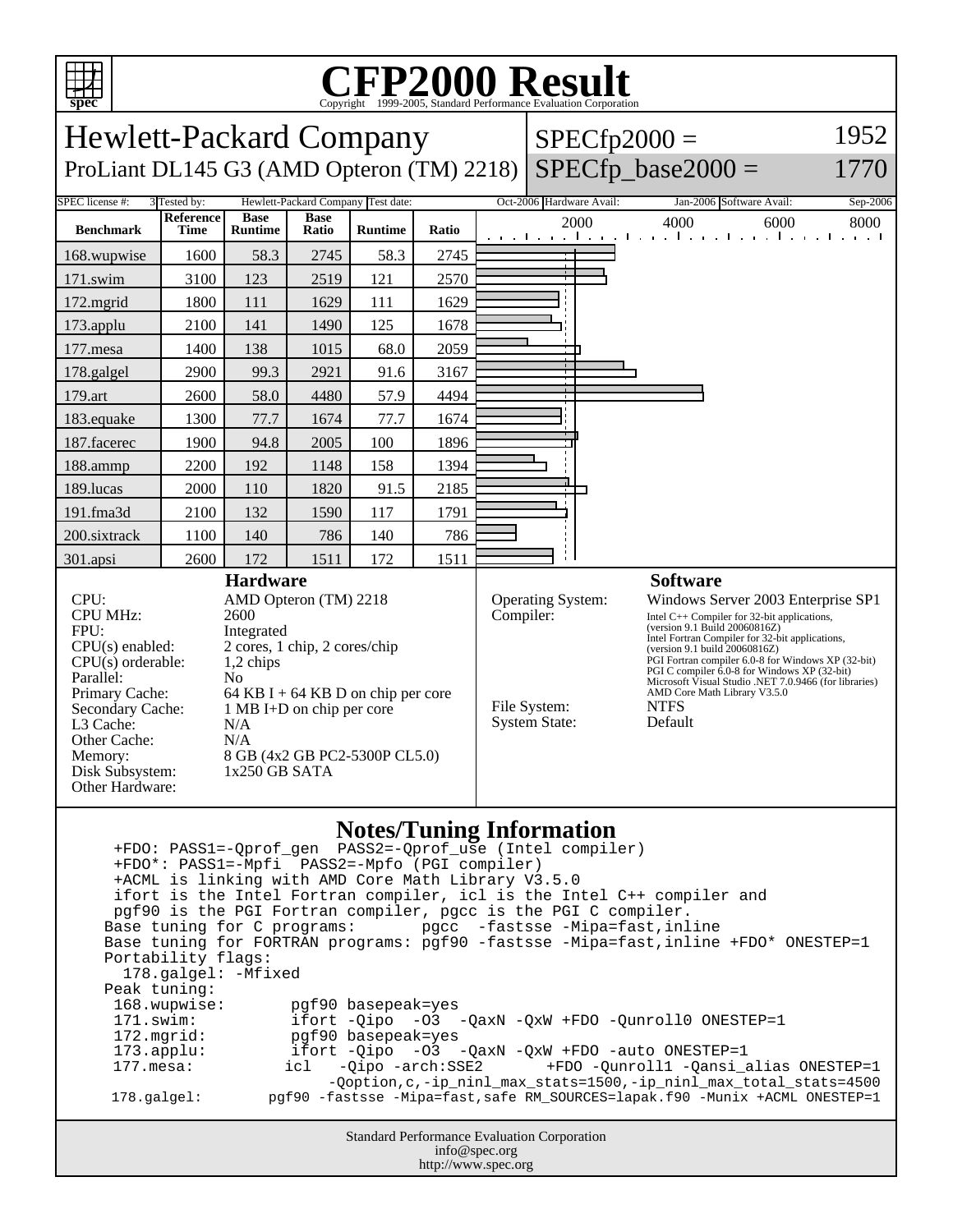# CFP2000 Result

Copyright 1999-2005, Standard Performance Evaluation Corporation

## Hewlett-Packard Company

ProLiant DL145 G3 (AMD Opteron (TM) 2218)

SPECfp2000 = 1952

SPECfp_base2000 = 1770

SPEC license #: 3 | Tested by: Hewlett-Packard Company | Test date: Oct-2006 | Hardware Avail: Jan-2006 | Software Avail: Sep-2006

| Benchmark | Reference Time | Base Runtime | Base Ratio | Runtime | Ratio |
|---|---|---|---|---|---|
| 168.wupwise | 1600 | 58.3 | 2745 | 58.3 | 2745 |
| 171.swim | 3100 | 123 | 2519 | 121 | 2570 |
| 172.mgrid | 1800 | 111 | 1629 | 111 | 1629 |
| 173.applu | 2100 | 141 | 1490 | 125 | 1678 |
| 177.mesa | 1400 | 138 | 1015 | 68.0 | 2059 |
| 178.galgel | 2900 | 99.3 | 2921 | 91.6 | 3167 |
| 179.art | 2600 | 58.0 | 4480 | 57.9 | 4494 |
| 183.equake | 1300 | 77.7 | 1674 | 77.7 | 1674 |
| 187.facerec | 1900 | 94.8 | 2005 | 100 | 1896 |
| 188.ammp | 2200 | 192 | 1148 | 158 | 1394 |
| 189.lucas | 2000 | 110 | 1820 | 91.5 | 2185 |
| 191.fma3d | 2100 | 132 | 1590 | 117 | 1791 |
| 200.sixtrack | 1100 | 140 | 786 | 140 | 786 |
| 301.apsi | 2600 | 172 | 1511 | 172 | 1511 |

### Hardware

- CPU: AMD Opteron (TM) 2218
- CPU MHz: 2600
- FPU: Integrated
- CPU(s) enabled: 2 cores, 1 chip, 2 cores/chip
- CPU(s) orderable: 1,2 chips
- Parallel: No
- Primary Cache: 64 KB I + 64 KB D on chip per core
- Secondary Cache: 1 MB I+D on chip per core
- L3 Cache: N/A
- Other Cache: N/A
- Memory: 8 GB (4x2 GB PC2-5300P CL5.0)
- Disk Subsystem: 1x250 GB SATA
- Other Hardware:

### Software

- Operating System: Windows Server 2003 Enterprise SP1
- Compiler: Intel C++ Compiler for 32-bit applications, (version 9.1 Build 20060816Z) Intel Fortran Compiler for 32-bit applications, (version 9.1 build 20060816Z) PGI Fortran compiler 6.0-8 for Windows XP (32-bit) PGI C compiler 6.0-8 for Windows XP (32-bit) Microsoft Visual Studio .NET 7.0.9466 (for libraries) AMD Core Math Library V3.5.0
- File System: NTFS
- System State: Default

### Notes/Tuning Information

```
 +FDO: PASS1=-Qprof_gen  PASS2=-Qprof_use (Intel compiler)
 +FDO*: PASS1=-Mpfi  PASS2=-Mpfo (PGI compiler)
 +ACML is linking with AMD Core Math Library V3.5.0
 ifort is the Intel Fortran compiler, icl is the Intel C++ compiler and
 pgf90 is the PGI Fortran compiler, pgcc is the PGI C compiler.
Base tuning for C programs:       pgcc  -fastsse -Mipa=fast,inline
Base tuning for FORTRAN programs: pgf90 -fastsse -Mipa=fast,inline +FDO* ONESTEP=1
Portability flags:
  178.galgel: -Mfixed
Peak tuning:
 168.wupwise:       pgf90 basepeak=yes
 171.swim:          ifort -Qipo  -O3  -QaxN -QxW +FDO -Qunroll0 ONESTEP=1
 172.mgrid:         pgf90 basepeak=yes
 173.applu:         ifort -Qipo  -O3  -QaxN -QxW +FDO -auto ONESTEP=1
 177.mesa:         icl   -Qipo -arch:SSE2      +FDO -Qunroll1 -Qansi_alias ONESTEP=1
                         -Qoption,c,-ip_ninl_max_stats=1500,-ip_ninl_max_total_stats=4500
 178.galgel:       pgf90 -fastsse -Mipa=fast,safe RM_SOURCES=lapak.f90 -Munix +ACML ONESTEP=1
```

Standard Performance Evaluation Corporation
info@spec.org
http://www.spec.org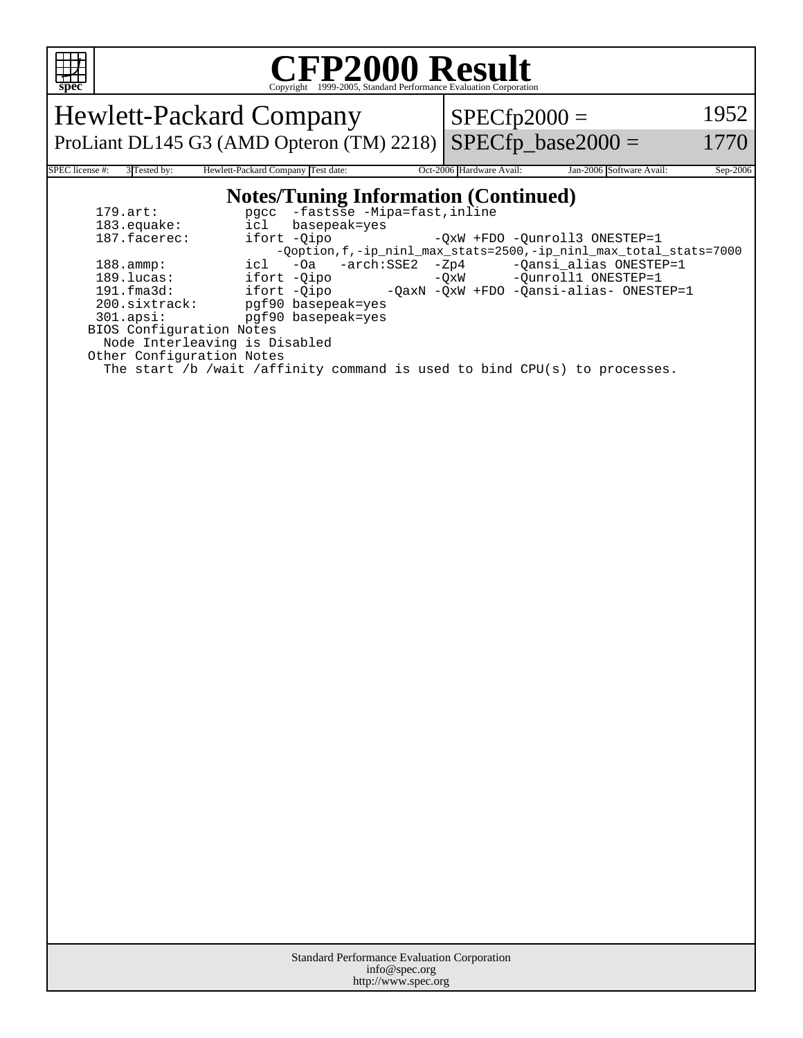# CFP2000 Result

Copyright 1999-2005, Standard Performance Evaluation Corporation

| | |
|---|---|
| Hewlett-Packard Company | SPECfp2000 = 1952 |
| ProLiant DL145 G3 (AMD Opteron (TM) 2218) | SPECfp_base2000 = 1770 |

SPEC license #: 3 Tested by: Hewlett-Packard Company Test date: Oct-2006 Hardware Avail: Jan-2006 Software Avail: Sep-2006

## Notes/Tuning Information (Continued)

```
     179.art:           pgcc  -fastsse -Mipa=fast,inline
     183.equake:        icl   basepeak=yes
     187.facerec:       ifort -Qipo              -QxW +FDO -Qunroll3 ONESTEP=1
                              -Qoption,f,-ip_ninl_max_stats=2500,-ip_ninl_max_total_stats=7000
     188.ammp:          icl   -Oa   -arch:SSE2  -Zp4      -Qansi_alias ONESTEP=1
     189.lucas:         ifort -Qipo              -QxW      -Qunroll1 ONESTEP=1
     191.fma3d:         ifort -Qipo       -QaxN -QxW +FDO -Qansi-alias- ONESTEP=1
     200.sixtrack:      pgf90 basepeak=yes
     301.apsi:          pgf90 basepeak=yes
    BIOS Configuration Notes
      Node Interleaving is Disabled
    Other Configuration Notes
      The start /b /wait /affinity command is used to bind CPU(s) to processes.
```